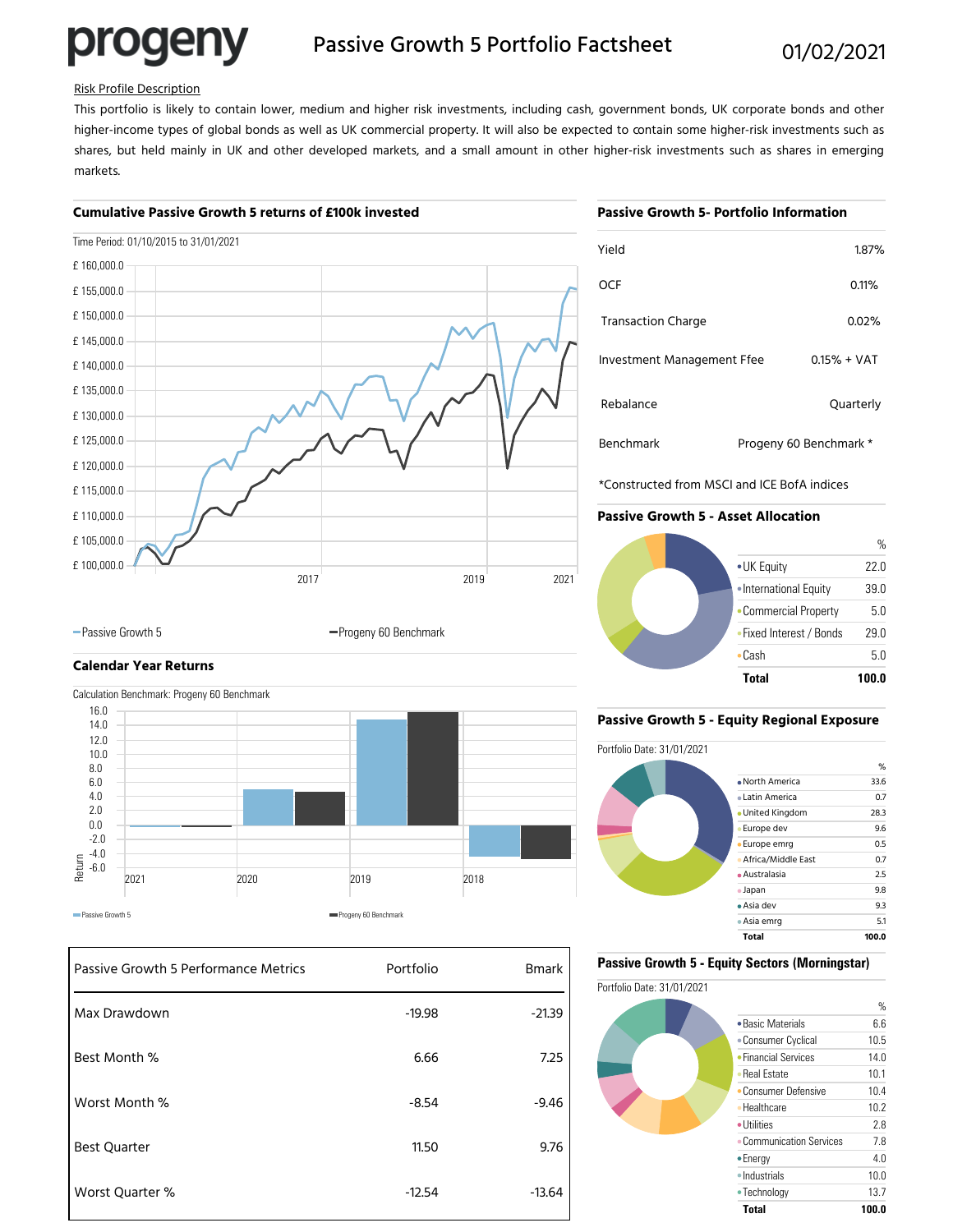# Passive Growth 5 Portfolio Factsheet

progeny

01/02/2021

Risk Profile Description

This portfolio is likely to contain lower, medium and higher risk investments, including cash, government bonds, UK corporate bonds and other higher-income types of global bonds as well as UK commercial property. It will also be expected to contain some higher-risk investments such as shares, but held mainly in UK and other developed markets, and a small amount in other higher-risk investments such as shares in emerging markets.

## Cumulative Passive Growth 5 returns of £100k invested

Time Period: 01/10/2015 to 31/01/2021

Passive Growth 5 — Progeny 60 Benchmark

## Passive Growth 5- Portfolio Information

| | |
|---|---|
| Yield | 1.87% |
| OCF | 0.11% |
| Transaction Charge | 0.02% |
| Investment Management Ffee | 0.15% + VAT |
| Rebalance | Quarterly |
| Benchmark | Progeny 60 Benchmark * |

*Constructed from MSCI and ICE BofA indices

## Passive Growth 5 - Asset Allocation

| | % |
|---|---|
| UK Equity | 22.0 |
| International Equity | 39.0 |
| Commercial Property | 5.0 |
| Fixed Interest / Bonds | 29.0 |
| Cash | 5.0 |
| **Total** | **100.0** |

## Calendar Year Returns

Calculation Benchmark: Progeny 60 Benchmark

Passive Growth 5 — Progeny 60 Benchmark

## Passive Growth 5 - Equity Regional Exposure

Portfolio Date: 31/01/2021

| | % |
|---|---|
| North America | 33.6 |
| Latin America | 0.7 |
| United Kingdom | 28.3 |
| Europe dev | 9.6 |
| Europe emrg | 0.5 |
| Africa/Middle East | 0.7 |
| Australasia | 2.5 |
| Japan | 9.8 |
| Asia dev | 9.3 |
| Asia emrg | 5.1 |
| **Total** | **100.0** |

## Passive Growth 5 Performance Metrics

| Passive Growth 5 Performance Metrics | Portfolio | Bmark |
|---|---|---|
| Max Drawdown | -19.98 | -21.39 |
| Best Month % | 6.66 | 7.25 |
| Worst Month % | -8.54 | -9.46 |
| Best Quarter | 11.50 | 9.76 |
| Worst Quarter % | -12.54 | -13.64 |

## Passive Growth 5 - Equity Sectors (Morningstar)

Portfolio Date: 31/01/2021

| | % |
|---|---|
| Basic Materials | 6.6 |
| Consumer Cyclical | 10.5 |
| Financial Services | 14.0 |
| Real Estate | 10.1 |
| Consumer Defensive | 10.4 |
| Healthcare | 10.2 |
| Utilities | 2.8 |
| Communication Services | 7.8 |
| Energy | 4.0 |
| Industrials | 10.0 |
| Technology | 13.7 |
| **Total** | **100.0** |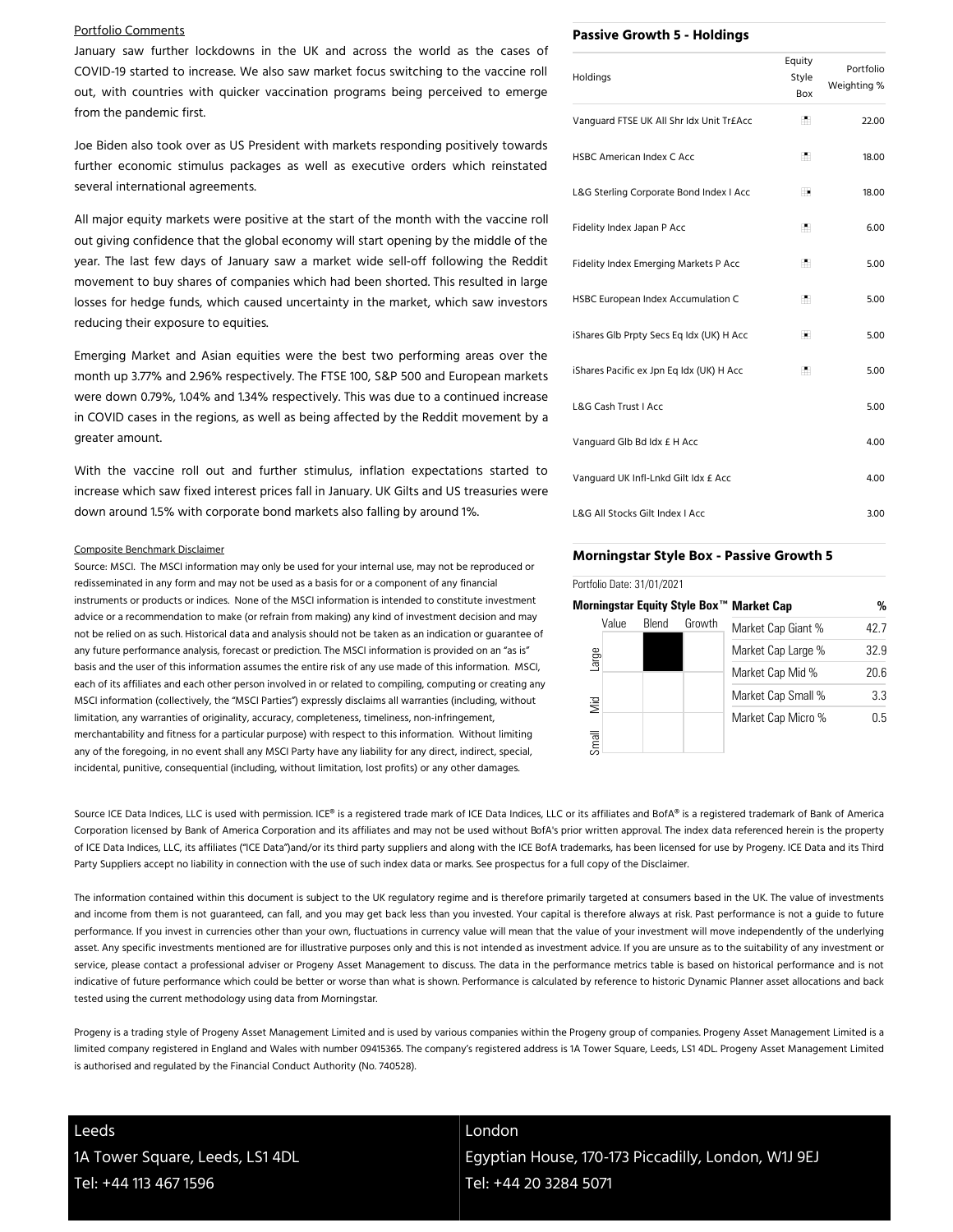## Portfolio Comments

January saw further lockdowns in the UK and across the world as the cases of COVID-19 started to increase. We also saw market focus switching to the vaccine roll out, with countries with quicker vaccination programs being perceived to emerge from the pandemic first.

Joe Biden also took over as US President with markets responding positively towards further economic stimulus packages as well as executive orders which reinstated several international agreements.

All major equity markets were positive at the start of the month with the vaccine roll out giving confidence that the global economy will start opening by the middle of the year. The last few days of January saw a market wide sell-off following the Reddit movement to buy shares of companies which had been shorted. This resulted in large losses for hedge funds, which caused uncertainty in the market, which saw investors reducing their exposure to equities.

Emerging Market and Asian equities were the best two performing areas over the month up 3.77% and 2.96% respectively. The FTSE 100, S&P 500 and European markets were down 0.79%, 1.04% and 1.34% respectively. This was due to a continued increase in COVID cases in the regions, as well as being affected by the Reddit movement by a greater amount.

With the vaccine roll out and further stimulus, inflation expectations started to increase which saw fixed interest prices fall in January. UK Gilts and US treasuries were down around 1.5% with corporate bond markets also falling by around 1%.

## Passive Growth 5 - Holdings

| Holdings | Equity Style Box | Portfolio Weighting % |
|---|---|---|
| Vanguard FTSE UK All Shr Idx Unit Tr£Acc | | 22.00 |
| HSBC American Index C Acc | | 18.00 |
| L&G Sterling Corporate Bond Index I Acc | | 18.00 |
| Fidelity Index Japan P Acc | | 6.00 |
| Fidelity Index Emerging Markets P Acc | | 5.00 |
| HSBC European Index Accumulation C | | 5.00 |
| iShares Glb Prpty Secs Eq Idx (UK) H Acc | | 5.00 |
| iShares Pacific ex Jpn Eq Idx (UK) H Acc | | 5.00 |
| L&G Cash Trust I Acc | | 5.00 |
| Vanguard Glb Bd Idx £ H Acc | | 4.00 |
| Vanguard UK Infl-Lnkd Gilt Idx £ Acc | | 4.00 |
| L&G All Stocks Gilt Index I Acc | | 3.00 |

## Morningstar Style Box - Passive Growth 5

Portfolio Date: 31/01/2021

Morningstar Equity Style Box™

Value Blend Growth

Large

Mid

Small

| Market Cap | % |
|---|---|
| Market Cap Giant % | 42.7 |
| Market Cap Large % | 32.9 |
| Market Cap Mid % | 20.6 |
| Market Cap Small % | 3.3 |
| Market Cap Micro % | 0.5 |

Composite Benchmark Disclaimer

Source: MSCI. The MSCI information may only be used for your internal use, may not be reproduced or redisseminated in any form and may not be used as a basis for or a component of any financial instruments or products or indices. None of the MSCI information is intended to constitute investment advice or a recommendation to make (or refrain from making) any kind of investment decision and may not be relied on as such. Historical data and analysis should not be taken as an indication or guarantee of any future performance analysis, forecast or prediction. The MSCI information is provided on an "as is" basis and the user of this information assumes the entire risk of any use made of this information. MSCI, each of its affiliates and each other person involved in or related to compiling, computing or creating any MSCI information (collectively, the "MSCI Parties") expressly disclaims all warranties (including, without limitation, any warranties of originality, accuracy, completeness, timeliness, non-infringement, merchantability and fitness for a particular purpose) with respect to this information. Without limiting any of the foregoing, in no event shall any MSCI Party have any liability for any direct, indirect, special, incidental, punitive, consequential (including, without limitation, lost profits) or any other damages.

Source ICE Data Indices, LLC is used with permission. ICE® is a registered trade mark of ICE Data Indices, LLC or its affiliates and BofA® is a registered trademark of Bank of America Corporation licensed by Bank of America Corporation and its affiliates and may not be used without BofA's prior written approval. The index data referenced herein is the property of ICE Data Indices, LLC, its affiliates ("ICE Data")and/or its third party suppliers and along with the ICE BofA trademarks, has been licensed for use by Progeny. ICE Data and its Third Party Suppliers accept no liability in connection with the use of such index data or marks. See prospectus for a full copy of the Disclaimer.

The information contained within this document is subject to the UK regulatory regime and is therefore primarily targeted at consumers based in the UK. The value of investments and income from them is not guaranteed, can fall, and you may get back less than you invested. Your capital is therefore always at risk. Past performance is not a guide to future performance. If you invest in currencies other than your own, fluctuations in currency value will mean that the value of your investment will move independently of the underlying asset. Any specific investments mentioned are for illustrative purposes only and this is not intended as investment advice. If you are unsure as to the suitability of any investment or service, please contact a professional adviser or Progeny Asset Management to discuss. The data in the performance metrics table is based on historical performance and is not indicative of future performance which could be better or worse than what is shown. Performance is calculated by reference to historic Dynamic Planner asset allocations and back tested using the current methodology using data from Morningstar.

Progeny is a trading style of Progeny Asset Management Limited and is used by various companies within the Progeny group of companies. Progeny Asset Management Limited is a limited company registered in England and Wales with number 09415365. The company's registered address is 1A Tower Square, Leeds, LS1 4DL. Progeny Asset Management Limited is authorised and regulated by the Financial Conduct Authority (No. 740528).

Leeds
1A Tower Square, Leeds, LS1 4DL
Tel: +44 113 467 1596

London
Egyptian House, 170-173 Piccadilly, London, W1J 9EJ
Tel: +44 20 3284 5071